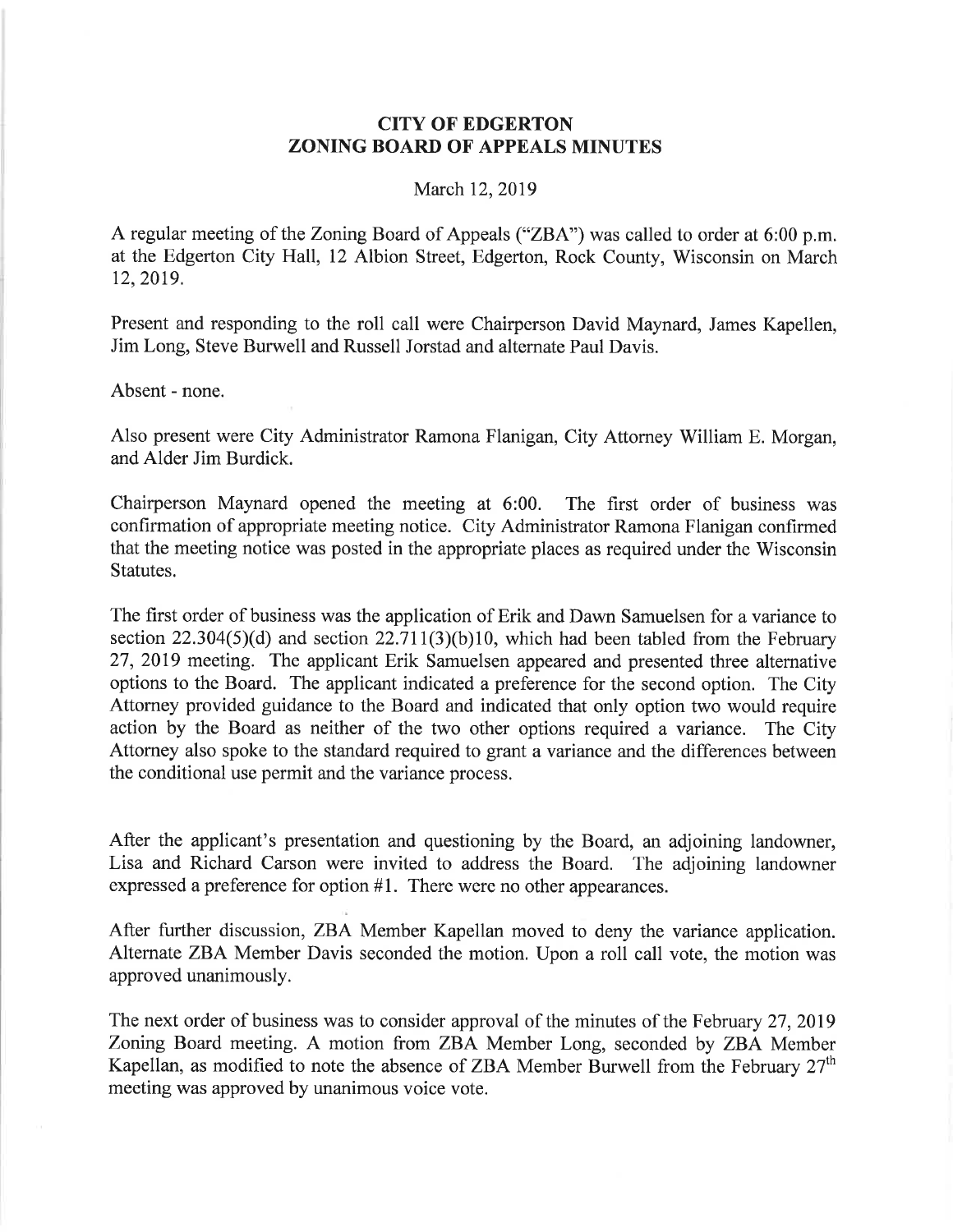# CITY OF EDGERTON
# ZONING BOARD OF APPEALS MINUTES

March 12, 2019

A regular meeting of the Zoning Board of Appeals ("ZBA") was called to order at 6:00 p.m. at the Edgerton City Hall, 12 Albion Street, Edgerton, Rock County, Wisconsin on March 12, 2019.

Present and responding to the roll call were Chairperson David Maynard, James Kapellen, Jim Long, Steve Burwell and Russell Jorstad and alternate Paul Davis.

Absent - none.

Also present were City Administrator Ramona Flanigan, City Attorney William E. Morgan, and Alder Jim Burdick.

Chairperson Maynard opened the meeting at 6:00. The first order of business was confirmation of appropriate meeting notice. City Administrator Ramona Flanigan confirmed that the meeting notice was posted in the appropriate places as required under the Wisconsin Statutes.

The first order of business was the application of Erik and Dawn Samuelsen for a variance to section 22.304(5)(d) and section 22.711(3)(b)10, which had been tabled from the February 27, 2019 meeting. The applicant Erik Samuelsen appeared and presented three alternative options to the Board. The applicant indicated a preference for the second option. The City Attorney provided guidance to the Board and indicated that only option two would require action by the Board as neither of the two other options required a variance. The City Attorney also spoke to the standard required to grant a variance and the differences between the conditional use permit and the variance process.

After the applicant's presentation and questioning by the Board, an adjoining landowner, Lisa and Richard Carson were invited to address the Board. The adjoining landowner expressed a preference for option #1. There were no other appearances.

After further discussion, ZBA Member Kapellan moved to deny the variance application. Alternate ZBA Member Davis seconded the motion. Upon a roll call vote, the motion was approved unanimously.

The next order of business was to consider approval of the minutes of the February 27, 2019 Zoning Board meeting. A motion from ZBA Member Long, seconded by ZBA Member Kapellan, as modified to note the absence of ZBA Member Burwell from the February 27th meeting was approved by unanimous voice vote.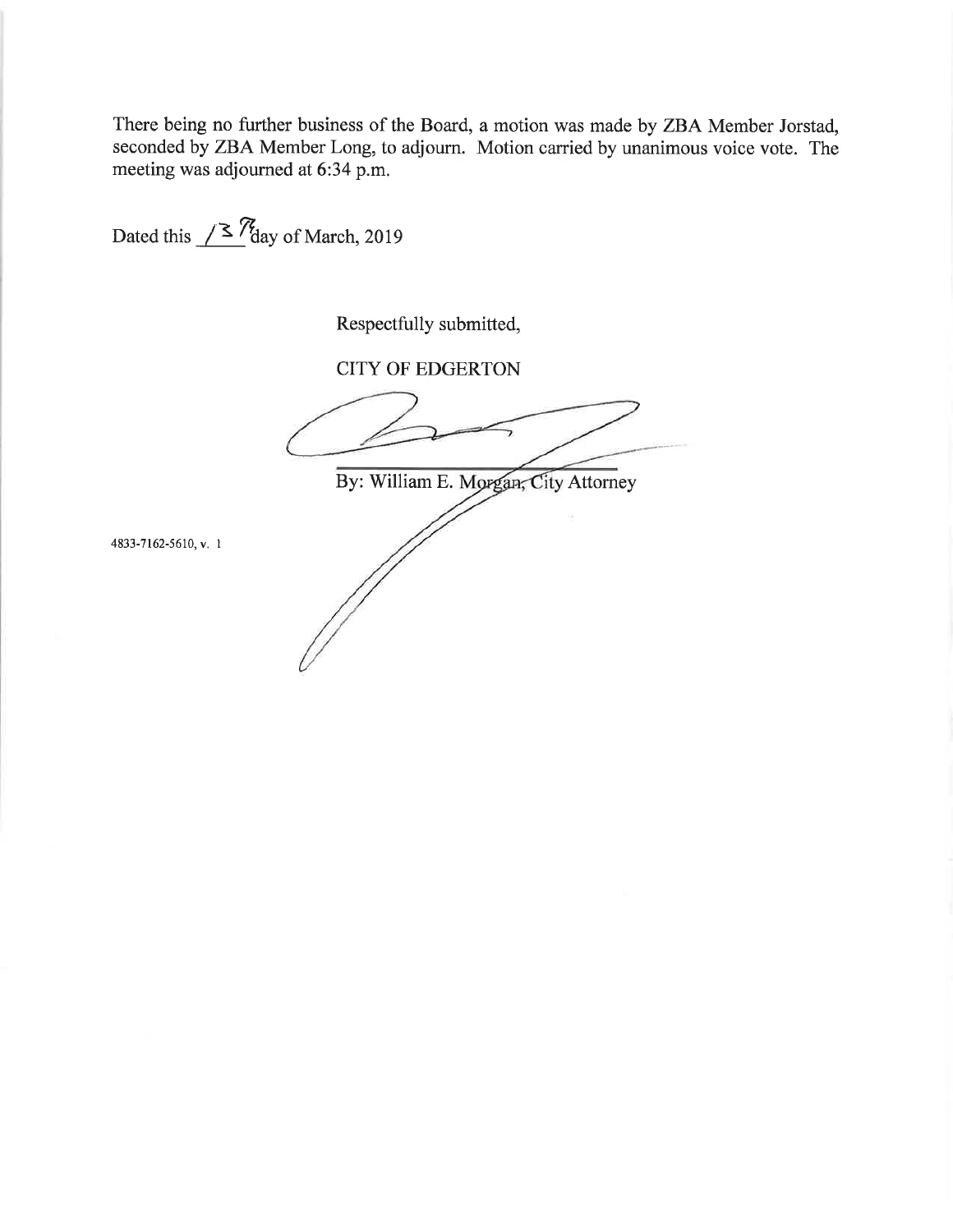There being no further business of the Board, a motion was made by ZBA Member Jorstad, seconded by ZBA Member Long, to adjourn. Motion carried by unanimous voice vote. The meeting was adjourned at 6:34 p.m.

Dated this 13th day of March, 2019

Respectfully submitted,

CITY OF EDGERTON

By: William E. Morgan, City Attorney

4833-7162-5610, v. 1